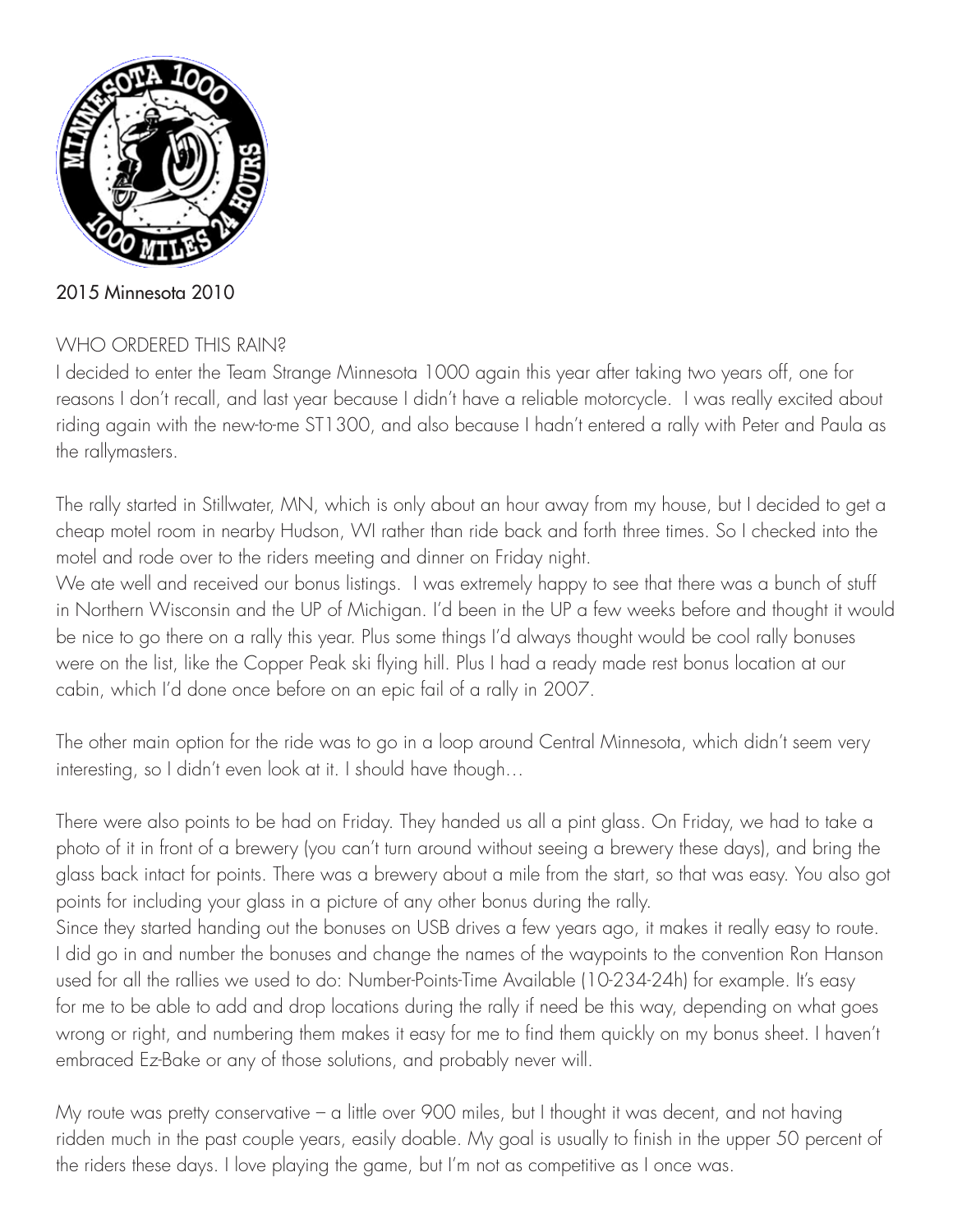2015 Minnesota 2010

## WHO ORDERED THIS RAIN?

I decided to enter the Team Strange Minnesota 1000 again this year after taking two years off, one for reasons I don't recall, and last year because I didn't have a reliable motorcycle. I was really excited about riding again with the new-to-me ST1300, and also because I hadn't entered a rally with Peter and Paula as the rallymasters.

The rally started in Stillwater, MN, which is only about an hour away from my house, but I decided to get a cheap motel room in nearby Hudson, WI rather than ride back and forth three times. So I checked into the motel and rode over to the riders meeting and dinner on Friday night.

We ate well and received our bonus listings. I was extremely happy to see that there was a bunch of stuff in Northern Wisconsin and the UP of Michigan. I'd been in the UP a few weeks before and thought it would be nice to go there on a rally this year. Plus some things I'd always thought would be cool rally bonuses were on the list, like the Copper Peak ski flying hill. Plus I had a ready made rest bonus location at our cabin, which I'd done once before on an epic fail of a rally in 2007.

The other main option for the ride was to go in a loop around Central Minnesota, which didn't seem very interesting, so I didn't even look at it. I should have though…

There were also points to be had on Friday. They handed us all a pint glass. On Friday, we had to take a photo of it in front of a brewery (you can't turn around without seeing a brewery these days), and bring the glass back intact for points. There was a brewery about a mile from the start, so that was easy. You also got points for including your glass in a picture of any other bonus during the rally.

Since they started handing out the bonuses on USB drives a few years ago, it makes it really easy to route. I did go in and number the bonuses and change the names of the waypoints to the convention Ron Hanson used for all the rallies we used to do: Number-Points-Time Available (10-234-24h) for example. It's easy for me to be able to add and drop locations during the rally if need be this way, depending on what goes wrong or right, and numbering them makes it easy for me to find them quickly on my bonus sheet. I haven't embraced Ez-Bake or any of those solutions, and probably never will.

My route was pretty conservative – a little over 900 miles, but I thought it was decent, and not having ridden much in the past couple years, easily doable. My goal is usually to finish in the upper 50 percent of the riders these days. I love playing the game, but I'm not as competitive as I once was.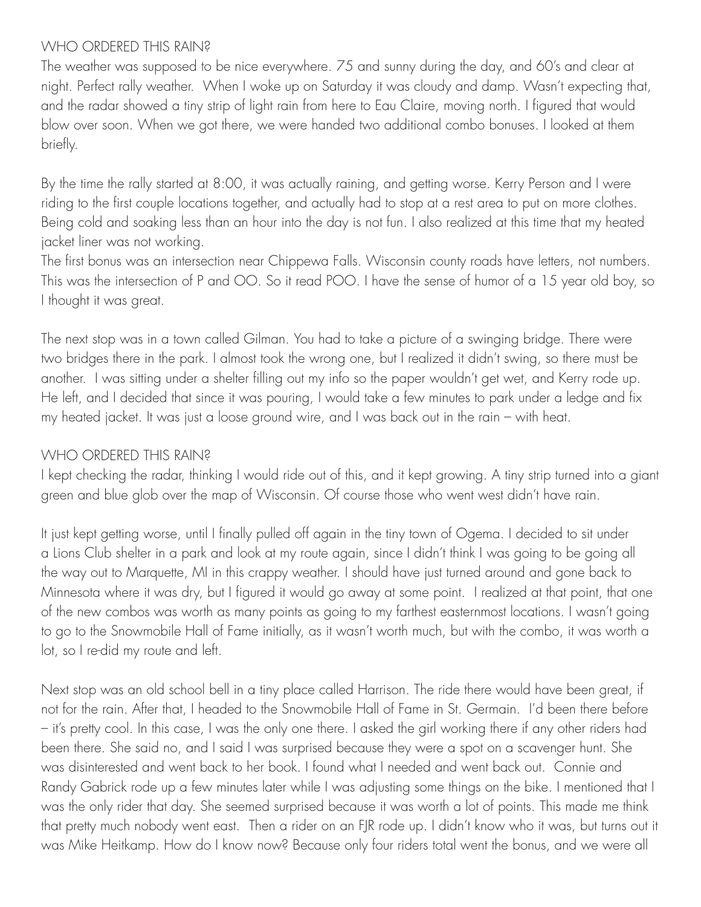## WHO ORDERED THIS RAIN?

The weather was supposed to be nice everywhere. 75 and sunny during the day, and 60's and clear at night. Perfect rally weather. When I woke up on Saturday it was cloudy and damp. Wasn't expecting that, and the radar showed a tiny strip of light rain from here to Eau Claire, moving north. I figured that would blow over soon. When we got there, we were handed two additional combo bonuses. I looked at them briefly.

By the time the rally started at 8:00, it was actually raining, and getting worse. Kerry Person and I were riding to the first couple locations together, and actually had to stop at a rest area to put on more clothes. Being cold and soaking less than an hour into the day is not fun. I also realized at this time that my heated jacket liner was not working.

The first bonus was an intersection near Chippewa Falls. Wisconsin county roads have letters, not numbers. This was the intersection of P and OO. So it read POO. I have the sense of humor of a 15 year old boy, so I thought it was great.

The next stop was in a town called Gilman. You had to take a picture of a swinging bridge. There were two bridges there in the park. I almost took the wrong one, but I realized it didn't swing, so there must be another. I was sitting under a shelter filling out my info so the paper wouldn't get wet, and Kerry rode up. He left, and I decided that since it was pouring, I would take a few minutes to park under a ledge and fix my heated jacket. It was just a loose ground wire, and I was back out in the rain – with heat.

## WHO ORDERED THIS RAIN?

I kept checking the radar, thinking I would ride out of this, and it kept growing. A tiny strip turned into a giant green and blue glob over the map of Wisconsin. Of course those who went west didn't have rain.

It just kept getting worse, until I finally pulled off again in the tiny town of Ogema. I decided to sit under a Lions Club shelter in a park and look at my route again, since I didn't think I was going to be going all the way out to Marquette, MI in this crappy weather. I should have just turned around and gone back to Minnesota where it was dry, but I figured it would go away at some point. I realized at that point, that one of the new combos was worth as many points as going to my farthest easternmost locations. I wasn't going to go to the Snowmobile Hall of Fame initially, as it wasn't worth much, but with the combo, it was worth a lot, so I re-did my route and left.

Next stop was an old school bell in a tiny place called Harrison. The ride there would have been great, if not for the rain. After that, I headed to the Snowmobile Hall of Fame in St. Germain. I'd been there before – it's pretty cool. In this case, I was the only one there. I asked the girl working there if any other riders had been there. She said no, and I said I was surprised because they were a spot on a scavenger hunt. She was disinterested and went back to her book. I found what I needed and went back out. Connie and Randy Gabrick rode up a few minutes later while I was adjusting some things on the bike. I mentioned that I was the only rider that day. She seemed surprised because it was worth a lot of points. This made me think that pretty much nobody went east. Then a rider on an FJR rode up. I didn't know who it was, but turns out it was Mike Heitkamp. How do I know now? Because only four riders total went the bonus, and we were all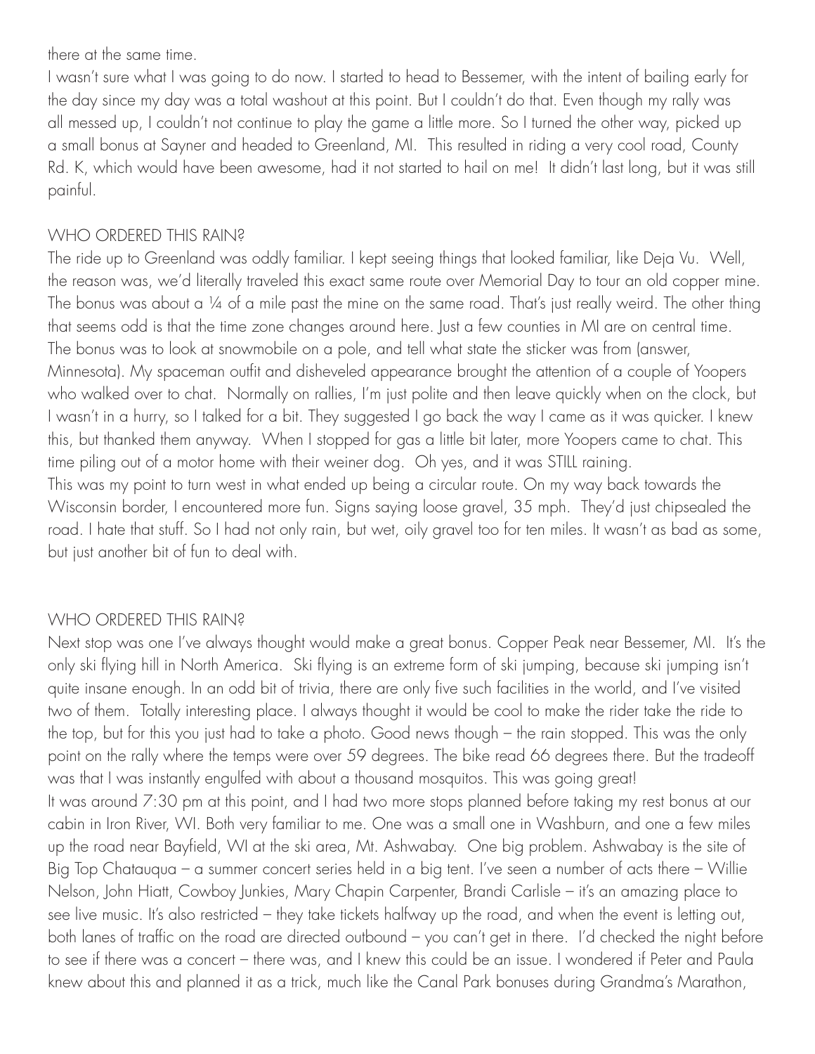there at the same time.

I wasn't sure what I was going to do now. I started to head to Bessemer, with the intent of bailing early for the day since my day was a total washout at this point. But I couldn't do that. Even though my rally was all messed up, I couldn't not continue to play the game a little more. So I turned the other way, picked up a small bonus at Sayner and headed to Greenland, MI. This resulted in riding a very cool road, County Rd. K, which would have been awesome, had it not started to hail on me! It didn't last long, but it was still painful.

## WHO ORDERED THIS RAIN?

The ride up to Greenland was oddly familiar. I kept seeing things that looked familiar, like Deja Vu. Well, the reason was, we'd literally traveled this exact same route over Memorial Day to tour an old copper mine. The bonus was about a ¼ of a mile past the mine on the same road. That's just really weird. The other thing that seems odd is that the time zone changes around here. Just a few counties in MI are on central time. The bonus was to look at snowmobile on a pole, and tell what state the sticker was from (answer, Minnesota). My spaceman outfit and disheveled appearance brought the attention of a couple of Yoopers who walked over to chat. Normally on rallies, I'm just polite and then leave quickly when on the clock, but I wasn't in a hurry, so I talked for a bit. They suggested I go back the way I came as it was quicker. I knew this, but thanked them anyway. When I stopped for gas a little bit later, more Yoopers came to chat. This time piling out of a motor home with their weiner dog. Oh yes, and it was STILL raining.

This was my point to turn west in what ended up being a circular route. On my way back towards the Wisconsin border, I encountered more fun. Signs saying loose gravel, 35 mph. They'd just chipsealed the road. I hate that stuff. So I had not only rain, but wet, oily gravel too for ten miles. It wasn't as bad as some, but just another bit of fun to deal with.

## WHO ORDERED THIS RAIN?

Next stop was one I've always thought would make a great bonus. Copper Peak near Bessemer, MI. It's the only ski flying hill in North America. Ski flying is an extreme form of ski jumping, because ski jumping isn't quite insane enough. In an odd bit of trivia, there are only five such facilities in the world, and I've visited two of them. Totally interesting place. I always thought it would be cool to make the rider take the ride to the top, but for this you just had to take a photo. Good news though – the rain stopped. This was the only point on the rally where the temps were over 59 degrees. The bike read 66 degrees there. But the tradeoff was that I was instantly engulfed with about a thousand mosquitos. This was going great!

It was around 7:30 pm at this point, and I had two more stops planned before taking my rest bonus at our cabin in Iron River, WI. Both very familiar to me. One was a small one in Washburn, and one a few miles up the road near Bayfield, WI at the ski area, Mt. Ashwabay. One big problem. Ashwabay is the site of Big Top Chatauqua – a summer concert series held in a big tent. I've seen a number of acts there – Willie Nelson, John Hiatt, Cowboy Junkies, Mary Chapin Carpenter, Brandi Carlisle – it's an amazing place to see live music. It's also restricted – they take tickets halfway up the road, and when the event is letting out, both lanes of traffic on the road are directed outbound – you can't get in there. I'd checked the night before to see if there was a concert – there was, and I knew this could be an issue. I wondered if Peter and Paula knew about this and planned it as a trick, much like the Canal Park bonuses during Grandma's Marathon,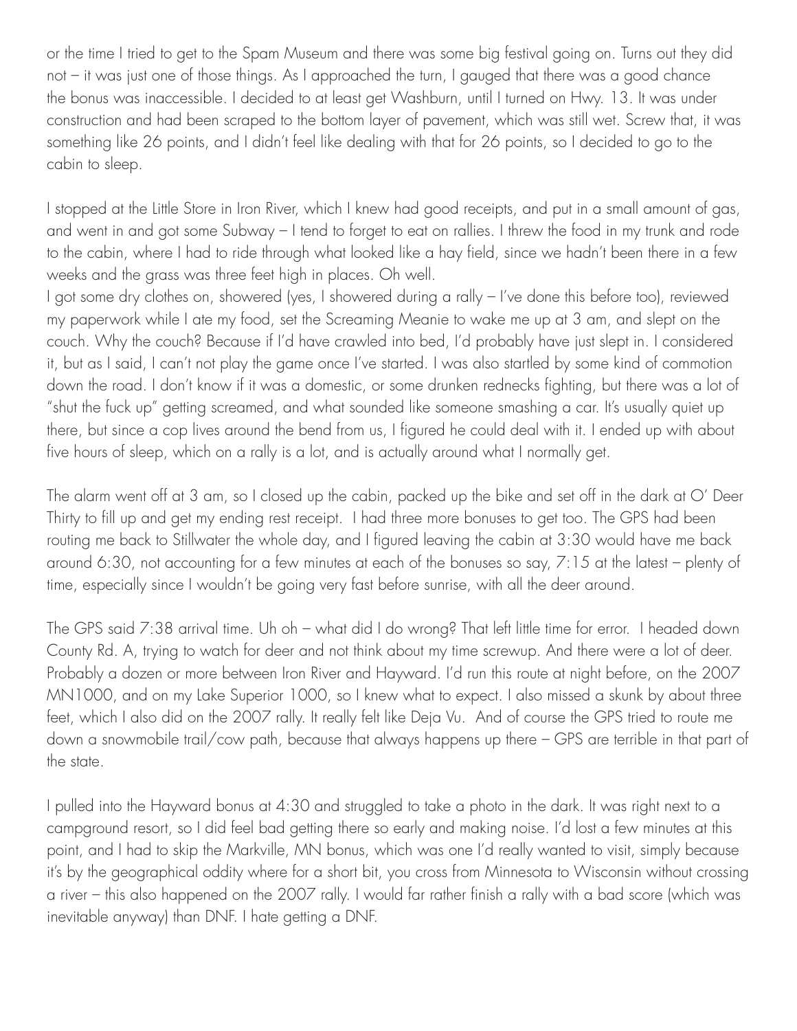or the time I tried to get to the Spam Museum and there was some big festival going on. Turns out they did not – it was just one of those things. As I approached the turn, I gauged that there was a good chance the bonus was inaccessible. I decided to at least get Washburn, until I turned on Hwy. 13. It was under construction and had been scraped to the bottom layer of pavement, which was still wet. Screw that, it was something like 26 points, and I didn't feel like dealing with that for 26 points, so I decided to go to the cabin to sleep.

I stopped at the Little Store in Iron River, which I knew had good receipts, and put in a small amount of gas, and went in and got some Subway – I tend to forget to eat on rallies. I threw the food in my trunk and rode to the cabin, where I had to ride through what looked like a hay field, since we hadn't been there in a few weeks and the grass was three feet high in places. Oh well.

I got some dry clothes on, showered (yes, I showered during a rally – I've done this before too), reviewed my paperwork while I ate my food, set the Screaming Meanie to wake me up at 3 am, and slept on the couch. Why the couch? Because if I'd have crawled into bed, I'd probably have just slept in. I considered it, but as I said, I can't not play the game once I've started. I was also startled by some kind of commotion down the road. I don't know if it was a domestic, or some drunken rednecks fighting, but there was a lot of "shut the fuck up" getting screamed, and what sounded like someone smashing a car. It's usually quiet up there, but since a cop lives around the bend from us, I figured he could deal with it. I ended up with about five hours of sleep, which on a rally is a lot, and is actually around what I normally get.

The alarm went off at 3 am, so I closed up the cabin, packed up the bike and set off in the dark at O' Deer Thirty to fill up and get my ending rest receipt. I had three more bonuses to get too. The GPS had been routing me back to Stillwater the whole day, and I figured leaving the cabin at 3:30 would have me back around 6:30, not accounting for a few minutes at each of the bonuses so say, 7:15 at the latest – plenty of time, especially since I wouldn't be going very fast before sunrise, with all the deer around.

The GPS said 7:38 arrival time. Uh oh – what did I do wrong? That left little time for error. I headed down County Rd. A, trying to watch for deer and not think about my time screwup. And there were a lot of deer. Probably a dozen or more between Iron River and Hayward. I'd run this route at night before, on the 2007 MN1000, and on my Lake Superior 1000, so I knew what to expect. I also missed a skunk by about three feet, which I also did on the 2007 rally. It really felt like Deja Vu. And of course the GPS tried to route me down a snowmobile trail/cow path, because that always happens up there – GPS are terrible in that part of the state.

I pulled into the Hayward bonus at 4:30 and struggled to take a photo in the dark. It was right next to a campground resort, so I did feel bad getting there so early and making noise. I'd lost a few minutes at this point, and I had to skip the Markville, MN bonus, which was one I'd really wanted to visit, simply because it's by the geographical oddity where for a short bit, you cross from Minnesota to Wisconsin without crossing a river – this also happened on the 2007 rally. I would far rather finish a rally with a bad score (which was inevitable anyway) than DNF. I hate getting a DNF.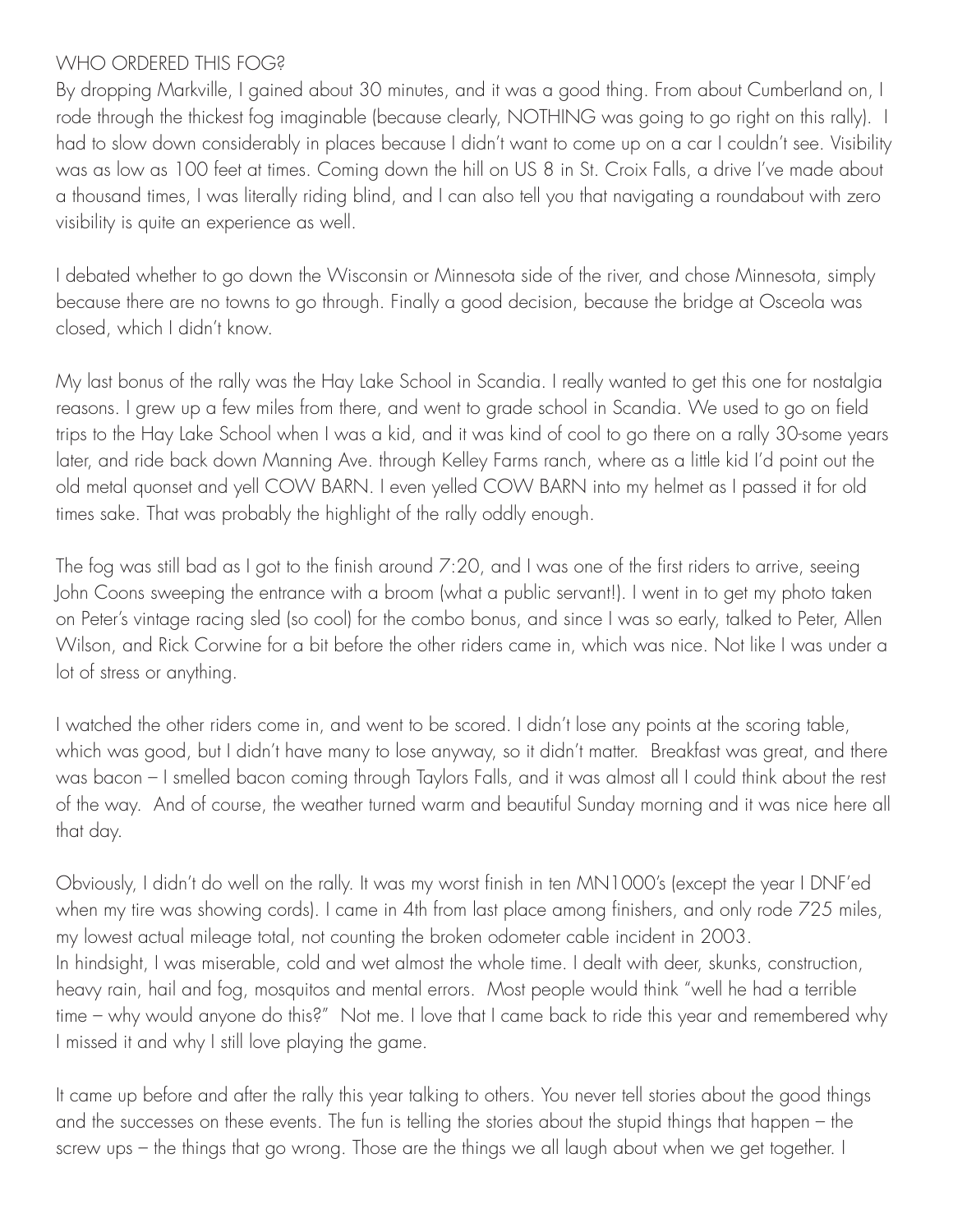## WHO ORDERED THIS FOG?

By dropping Markville, I gained about 30 minutes, and it was a good thing. From about Cumberland on, I rode through the thickest fog imaginable (because clearly, NOTHING was going to go right on this rally). I had to slow down considerably in places because I didn't want to come up on a car I couldn't see. Visibility was as low as 100 feet at times. Coming down the hill on US 8 in St. Croix Falls, a drive I've made about a thousand times, I was literally riding blind, and I can also tell you that navigating a roundabout with zero visibility is quite an experience as well.

I debated whether to go down the Wisconsin or Minnesota side of the river, and chose Minnesota, simply because there are no towns to go through. Finally a good decision, because the bridge at Osceola was closed, which I didn't know.

My last bonus of the rally was the Hay Lake School in Scandia. I really wanted to get this one for nostalgia reasons. I grew up a few miles from there, and went to grade school in Scandia. We used to go on field trips to the Hay Lake School when I was a kid, and it was kind of cool to go there on a rally 30-some years later, and ride back down Manning Ave. through Kelley Farms ranch, where as a little kid I'd point out the old metal quonset and yell COW BARN. I even yelled COW BARN into my helmet as I passed it for old times sake. That was probably the highlight of the rally oddly enough.

The fog was still bad as I got to the finish around 7:20, and I was one of the first riders to arrive, seeing John Coons sweeping the entrance with a broom (what a public servant!). I went in to get my photo taken on Peter's vintage racing sled (so cool) for the combo bonus, and since I was so early, talked to Peter, Allen Wilson, and Rick Corwine for a bit before the other riders came in, which was nice. Not like I was under a lot of stress or anything.

I watched the other riders come in, and went to be scored. I didn't lose any points at the scoring table, which was good, but I didn't have many to lose anyway, so it didn't matter. Breakfast was great, and there was bacon – I smelled bacon coming through Taylors Falls, and it was almost all I could think about the rest of the way. And of course, the weather turned warm and beautiful Sunday morning and it was nice here all that day.

Obviously, I didn't do well on the rally. It was my worst finish in ten MN1000's (except the year I DNF'ed when my tire was showing cords). I came in 4th from last place among finishers, and only rode 725 miles, my lowest actual mileage total, not counting the broken odometer cable incident in 2003.
In hindsight, I was miserable, cold and wet almost the whole time. I dealt with deer, skunks, construction, heavy rain, hail and fog, mosquitos and mental errors. Most people would think "well he had a terrible time – why would anyone do this?" Not me. I love that I came back to ride this year and remembered why I missed it and why I still love playing the game.

It came up before and after the rally this year talking to others. You never tell stories about the good things and the successes on these events. The fun is telling the stories about the stupid things that happen – the screw ups – the things that go wrong. Those are the things we all laugh about when we get together. I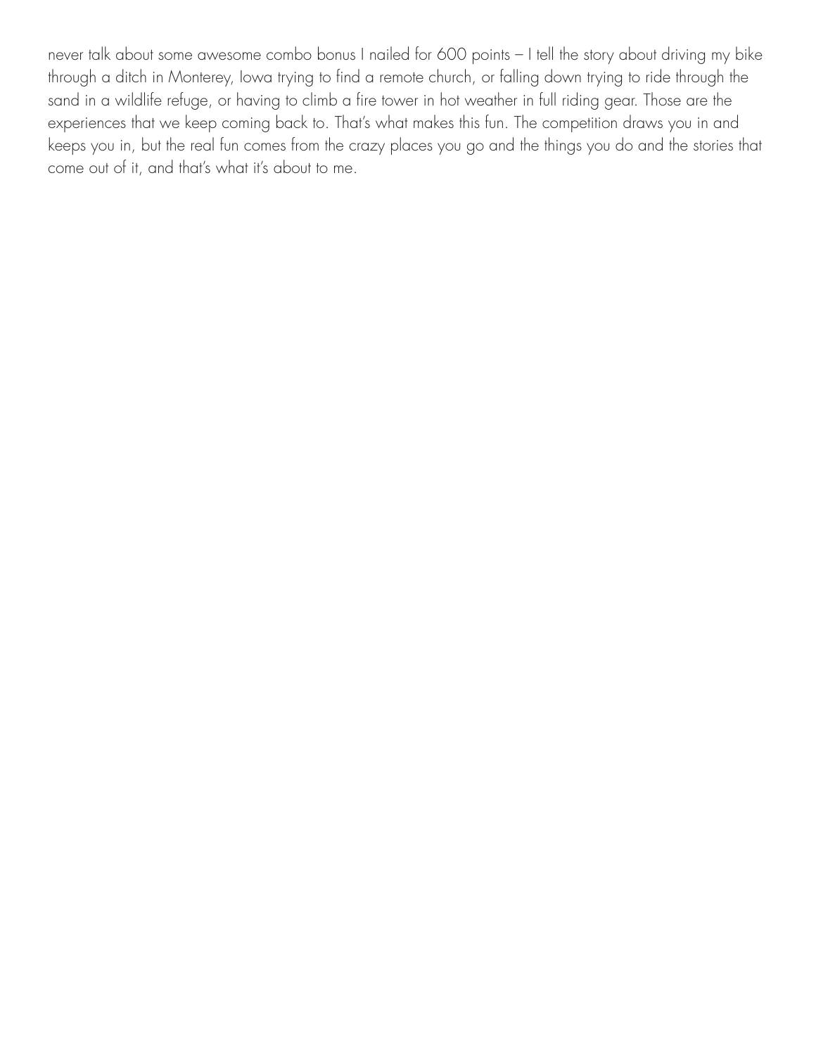never talk about some awesome combo bonus I nailed for 600 points – I tell the story about driving my bike through a ditch in Monterey, Iowa trying to find a remote church, or falling down trying to ride through the sand in a wildlife refuge, or having to climb a fire tower in hot weather in full riding gear. Those are the experiences that we keep coming back to. That's what makes this fun. The competition draws you in and keeps you in, but the real fun comes from the crazy places you go and the things you do and the stories that come out of it, and that's what it's about to me.